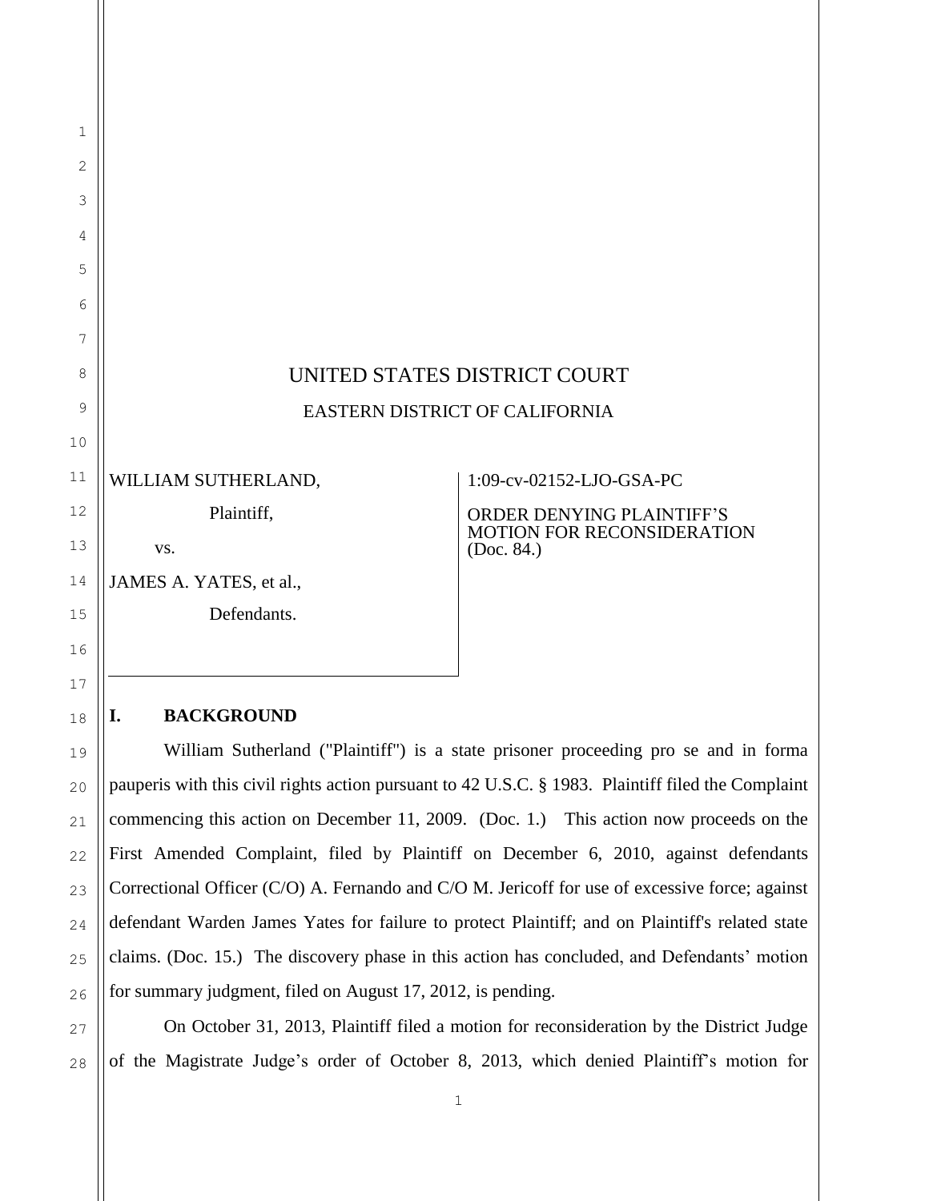# UNITED STATES DISTRICT COURT

## EASTERN DISTRICT OF CALIFORNIA

| | |
|---|---|
| WILLIAM SUTHERLAND,<br><br>Plaintiff,<br><br>vs.<br><br>JAMES A. YATES, et al.,<br><br>Defendants. | 1:09-cv-02152-LJO-GSA-PC<br><br>ORDER DENYING PLAINTIFF'S MOTION FOR RECONSIDERATION (Doc. 84.) |

## I. BACKGROUND

William Sutherland ("Plaintiff") is a state prisoner proceeding pro se and in forma pauperis with this civil rights action pursuant to 42 U.S.C. § 1983. Plaintiff filed the Complaint commencing this action on December 11, 2009. (Doc. 1.) This action now proceeds on the First Amended Complaint, filed by Plaintiff on December 6, 2010, against defendants Correctional Officer (C/O) A. Fernando and C/O M. Jericoff for use of excessive force; against defendant Warden James Yates for failure to protect Plaintiff; and on Plaintiff's related state claims. (Doc. 15.) The discovery phase in this action has concluded, and Defendants' motion for summary judgment, filed on August 17, 2012, is pending.

On October 31, 2013, Plaintiff filed a motion for reconsideration by the District Judge of the Magistrate Judge's order of October 8, 2013, which denied Plaintiff's motion for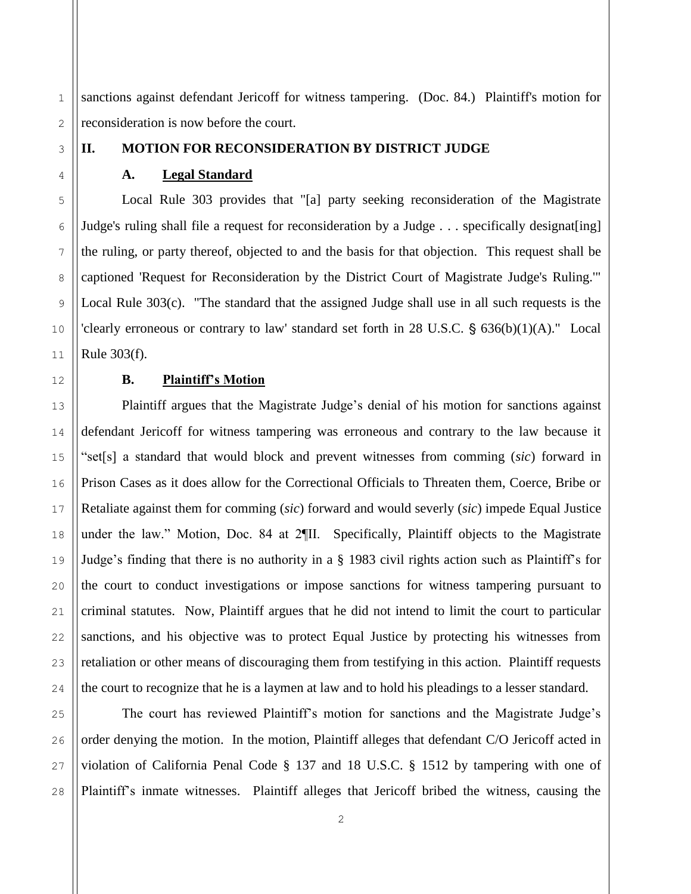sanctions against defendant Jericoff for witness tampering. (Doc. 84.) Plaintiff's motion for reconsideration is now before the court.

## II. MOTION FOR RECONSIDERATION BY DISTRICT JUDGE

### A. Legal Standard

Local Rule 303 provides that "[a] party seeking reconsideration of the Magistrate Judge's ruling shall file a request for reconsideration by a Judge . . . specifically designat[ing] the ruling, or party thereof, objected to and the basis for that objection. This request shall be captioned 'Request for Reconsideration by the District Court of Magistrate Judge's Ruling.'" Local Rule 303(c). "The standard that the assigned Judge shall use in all such requests is the 'clearly erroneous or contrary to law' standard set forth in 28 U.S.C. § 636(b)(1)(A)." Local Rule 303(f).

### B. Plaintiff's Motion

Plaintiff argues that the Magistrate Judge's denial of his motion for sanctions against defendant Jericoff for witness tampering was erroneous and contrary to the law because it "set[s] a standard that would block and prevent witnesses from comming (*sic*) forward in Prison Cases as it does allow for the Correctional Officials to Threaten them, Coerce, Bribe or Retaliate against them for comming (*sic*) forward and would severly (*sic*) impede Equal Justice under the law." Motion, Doc. 84 at 2¶II. Specifically, Plaintiff objects to the Magistrate Judge's finding that there is no authority in a § 1983 civil rights action such as Plaintiff's for the court to conduct investigations or impose sanctions for witness tampering pursuant to criminal statutes. Now, Plaintiff argues that he did not intend to limit the court to particular sanctions, and his objective was to protect Equal Justice by protecting his witnesses from retaliation or other means of discouraging them from testifying in this action. Plaintiff requests the court to recognize that he is a laymen at law and to hold his pleadings to a lesser standard.

The court has reviewed Plaintiff's motion for sanctions and the Magistrate Judge's order denying the motion. In the motion, Plaintiff alleges that defendant C/O Jericoff acted in violation of California Penal Code § 137 and 18 U.S.C. § 1512 by tampering with one of Plaintiff's inmate witnesses. Plaintiff alleges that Jericoff bribed the witness, causing the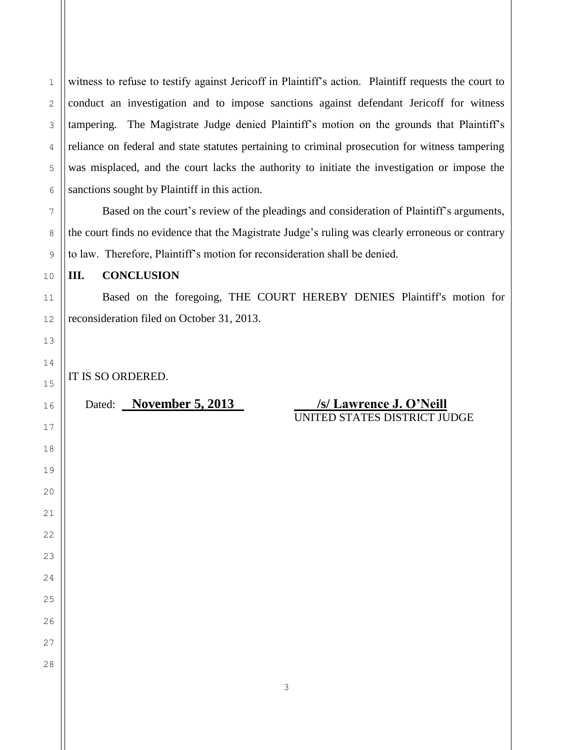witness to refuse to testify against Jericoff in Plaintiff's action. Plaintiff requests the court to conduct an investigation and to impose sanctions against defendant Jericoff for witness tampering. The Magistrate Judge denied Plaintiff's motion on the grounds that Plaintiff's reliance on federal and state statutes pertaining to criminal prosecution for witness tampering was misplaced, and the court lacks the authority to initiate the investigation or impose the sanctions sought by Plaintiff in this action.

Based on the court's review of the pleadings and consideration of Plaintiff's arguments, the court finds no evidence that the Magistrate Judge's ruling was clearly erroneous or contrary to law. Therefore, Plaintiff's motion for reconsideration shall be denied.

## III. CONCLUSION

Based on the foregoing, THE COURT HEREBY DENIES Plaintiff's motion for reconsideration filed on October 31, 2013.

IT IS SO ORDERED.

Dated: **November 5, 2013**

**/s/ Lawrence J. O'Neill**
UNITED STATES DISTRICT JUDGE